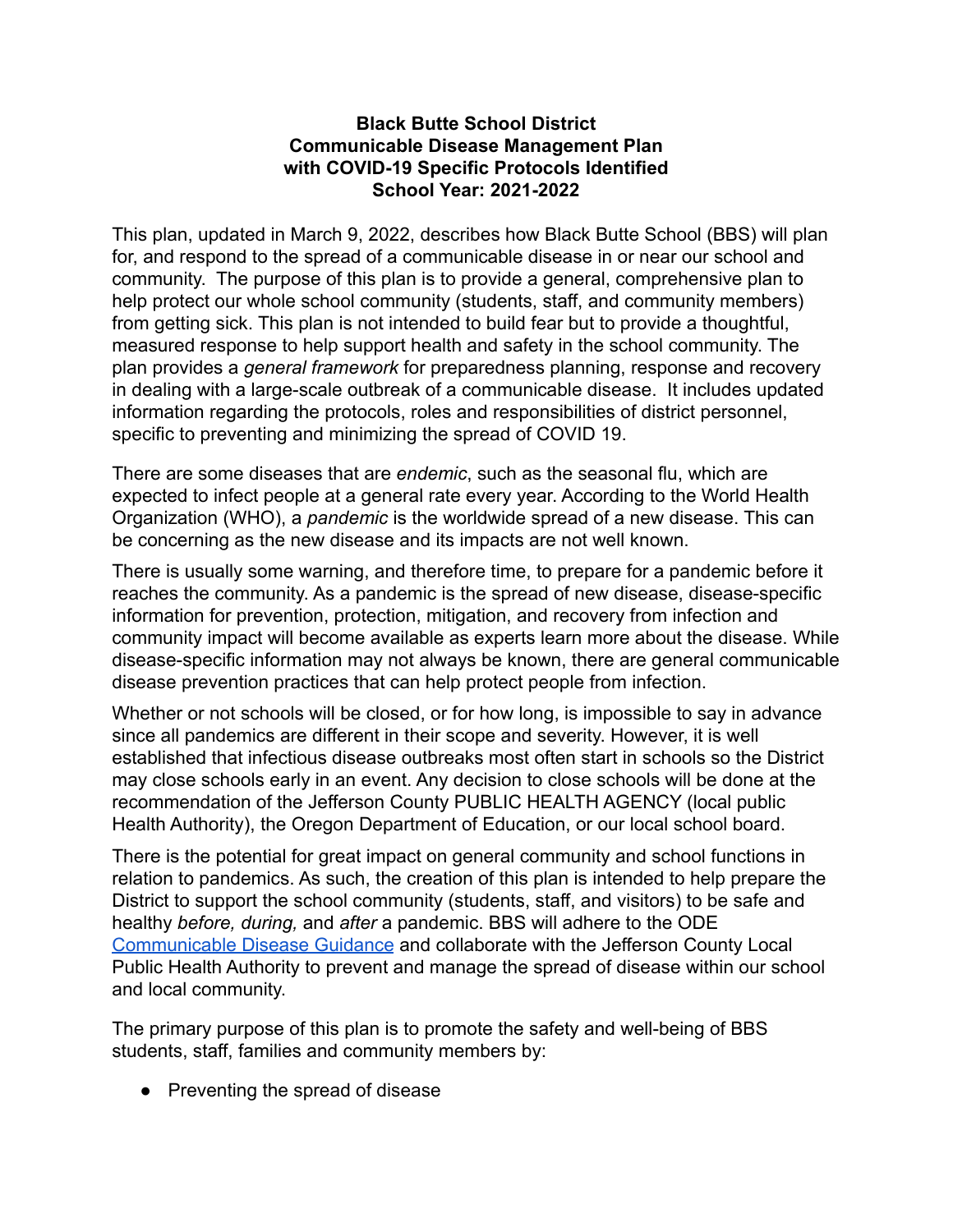# Black Butte School District
## Communicable Disease Management Plan with COVID-19 Specific Protocols Identified
## School Year: 2021-2022

This plan, updated in March 9, 2022, describes how Black Butte School (BBS) will plan for, and respond to the spread of a communicable disease in or near our school and community. The purpose of this plan is to provide a general, comprehensive plan to help protect our whole school community (students, staff, and community members) from getting sick. This plan is not intended to build fear but to provide a thoughtful, measured response to help support health and safety in the school community. The plan provides a *general framework* for preparedness planning, response and recovery in dealing with a large-scale outbreak of a communicable disease. It includes updated information regarding the protocols, roles and responsibilities of district personnel, specific to preventing and minimizing the spread of COVID 19.

There are some diseases that are *endemic*, such as the seasonal flu, which are expected to infect people at a general rate every year. According to the World Health Organization (WHO), a *pandemic* is the worldwide spread of a new disease. This can be concerning as the new disease and its impacts are not well known.

There is usually some warning, and therefore time, to prepare for a pandemic before it reaches the community. As a pandemic is the spread of new disease, disease-specific information for prevention, protection, mitigation, and recovery from infection and community impact will become available as experts learn more about the disease. While disease-specific information may not always be known, there are general communicable disease prevention practices that can help protect people from infection.

Whether or not schools will be closed, or for how long, is impossible to say in advance since all pandemics are different in their scope and severity. However, it is well established that infectious disease outbreaks most often start in schools so the District may close schools early in an event. Any decision to close schools will be done at the recommendation of the Jefferson County PUBLIC HEALTH AGENCY (local public Health Authority), the Oregon Department of Education, or our local school board.

There is the potential for great impact on general community and school functions in relation to pandemics. As such, the creation of this plan is intended to help prepare the District to support the school community (students, staff, and visitors) to be safe and healthy *before, during,* and *after* a pandemic. BBS will adhere to the ODE Communicable Disease Guidance and collaborate with the Jefferson County Local Public Health Authority to prevent and manage the spread of disease within our school and local community.

The primary purpose of this plan is to promote the safety and well-being of BBS students, staff, families and community members by:

- Preventing the spread of disease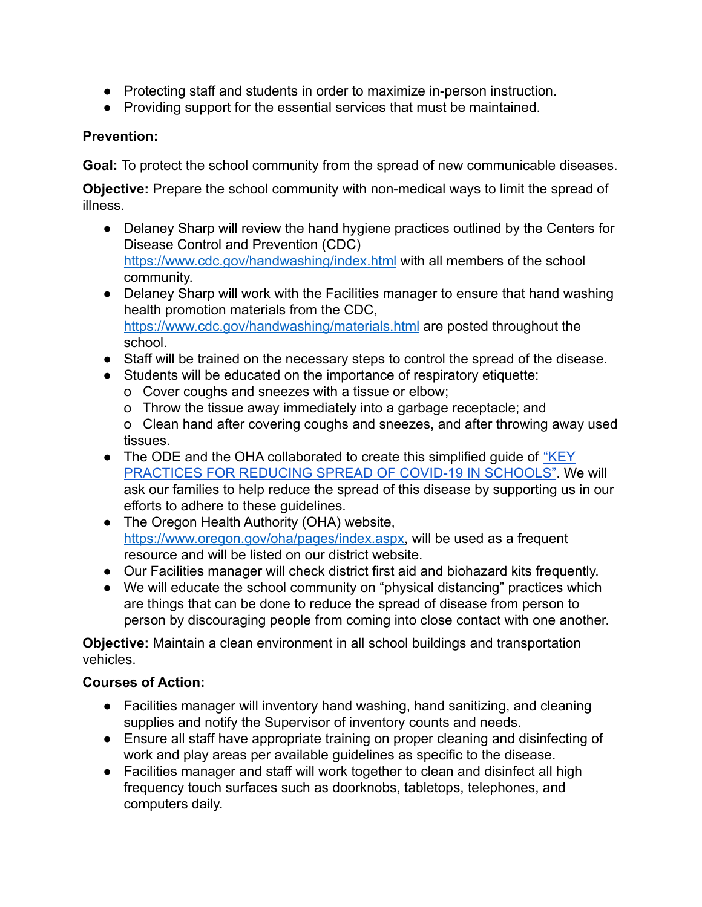- Protecting staff and students in order to maximize in-person instruction.
- Providing support for the essential services that must be maintained.

**Prevention:**

**Goal:** To protect the school community from the spread of new communicable diseases.

**Objective:** Prepare the school community with non-medical ways to limit the spread of illness.

- Delaney Sharp will review the hand hygiene practices outlined by the Centers for Disease Control and Prevention (CDC) [https://www.cdc.gov/handwashing/index.html](https://www.cdc.gov/handwashing/index.html) with all members of the school community.
- Delaney Sharp will work with the Facilities manager to ensure that hand washing health promotion materials from the CDC, [https://www.cdc.gov/handwashing/materials.html](https://www.cdc.gov/handwashing/materials.html) are posted throughout the school.
- Staff will be trained on the necessary steps to control the spread of the disease.
- Students will be educated on the importance of respiratory etiquette:
  - o Cover coughs and sneezes with a tissue or elbow;
  - o Throw the tissue away immediately into a garbage receptacle; and
  - o Clean hand after covering coughs and sneezes, and after throwing away used tissues.
- The ODE and the OHA collaborated to create this simplified guide of "KEY PRACTICES FOR REDUCING SPREAD OF COVID-19 IN SCHOOLS". We will ask our families to help reduce the spread of this disease by supporting us in our efforts to adhere to these guidelines.
- The Oregon Health Authority (OHA) website, [https://www.oregon.gov/oha/pages/index.aspx](https://www.oregon.gov/oha/pages/index.aspx), will be used as a frequent resource and will be listed on our district website.
- Our Facilities manager will check district first aid and biohazard kits frequently.
- We will educate the school community on "physical distancing" practices which are things that can be done to reduce the spread of disease from person to person by discouraging people from coming into close contact with one another.

**Objective:** Maintain a clean environment in all school buildings and transportation vehicles.

**Courses of Action:**

- Facilities manager will inventory hand washing, hand sanitizing, and cleaning supplies and notify the Supervisor of inventory counts and needs.
- Ensure all staff have appropriate training on proper cleaning and disinfecting of work and play areas per available guidelines as specific to the disease.
- Facilities manager and staff will work together to clean and disinfect all high frequency touch surfaces such as doorknobs, tabletops, telephones, and computers daily.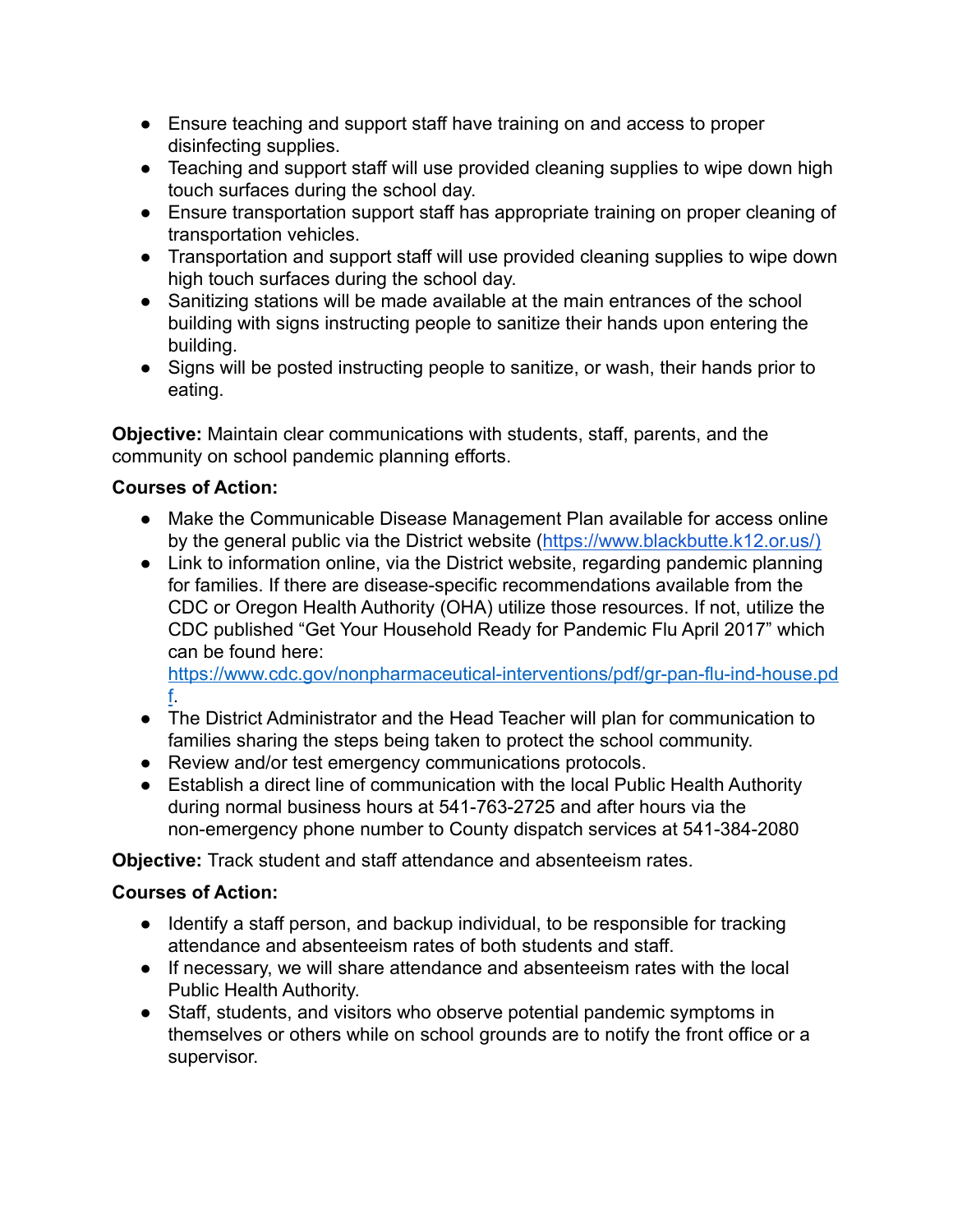- Ensure teaching and support staff have training on and access to proper disinfecting supplies.
- Teaching and support staff will use provided cleaning supplies to wipe down high touch surfaces during the school day.
- Ensure transportation support staff has appropriate training on proper cleaning of transportation vehicles.
- Transportation and support staff will use provided cleaning supplies to wipe down high touch surfaces during the school day.
- Sanitizing stations will be made available at the main entrances of the school building with signs instructing people to sanitize their hands upon entering the building.
- Signs will be posted instructing people to sanitize, or wash, their hands prior to eating.

**Objective:** Maintain clear communications with students, staff, parents, and the community on school pandemic planning efforts.

**Courses of Action:**

- Make the Communicable Disease Management Plan available for access online by the general public via the District website (https://www.blackbutte.k12.or.us/)
- Link to information online, via the District website, regarding pandemic planning for families. If there are disease-specific recommendations available from the CDC or Oregon Health Authority (OHA) utilize those resources. If not, utilize the CDC published "Get Your Household Ready for Pandemic Flu April 2017" which can be found here: https://www.cdc.gov/nonpharmaceutical-interventions/pdf/gr-pan-flu-ind-house.pdf.
- The District Administrator and the Head Teacher will plan for communication to families sharing the steps being taken to protect the school community.
- Review and/or test emergency communications protocols.
- Establish a direct line of communication with the local Public Health Authority during normal business hours at 541-763-2725 and after hours via the non-emergency phone number to County dispatch services at 541-384-2080

**Objective:** Track student and staff attendance and absenteeism rates.

**Courses of Action:**

- Identify a staff person, and backup individual, to be responsible for tracking attendance and absenteeism rates of both students and staff.
- If necessary, we will share attendance and absenteeism rates with the local Public Health Authority.
- Staff, students, and visitors who observe potential pandemic symptoms in themselves or others while on school grounds are to notify the front office or a supervisor.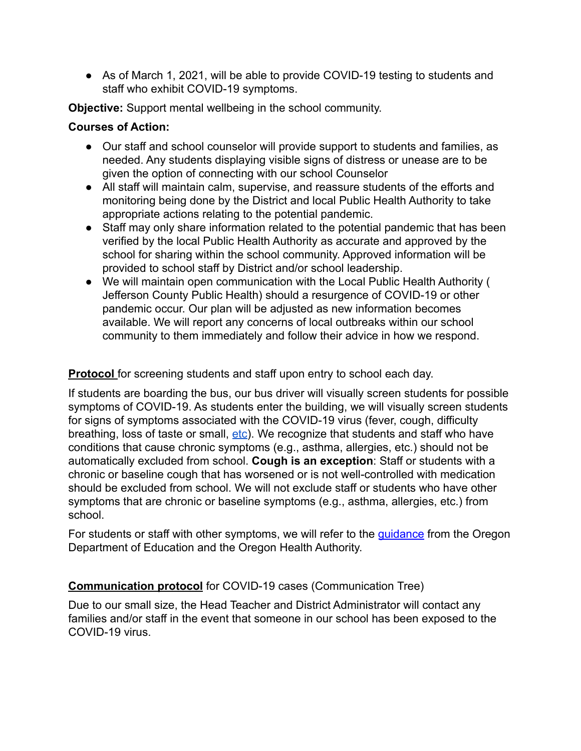- As of March 1, 2021, will be able to provide COVID-19 testing to students and staff who exhibit COVID-19 symptoms.

**Objective:** Support mental wellbeing in the school community.

**Courses of Action:**

- Our staff and school counselor will provide support to students and families, as needed. Any students displaying visible signs of distress or unease are to be given the option of connecting with our school Counselor
- All staff will maintain calm, supervise, and reassure students of the efforts and monitoring being done by the District and local Public Health Authority to take appropriate actions relating to the potential pandemic.
- Staff may only share information related to the potential pandemic that has been verified by the local Public Health Authority as accurate and approved by the school for sharing within the school community. Approved information will be provided to school staff by District and/or school leadership.
- We will maintain open communication with the Local Public Health Authority ( Jefferson County Public Health) should a resurgence of COVID-19 or other pandemic occur. Our plan will be adjusted as new information becomes available. We will report any concerns of local outbreaks within our school community to them immediately and follow their advice in how we respond.

**Protocol** for screening students and staff upon entry to school each day.

If students are boarding the bus, our bus driver will visually screen students for possible symptoms of COVID-19. As students enter the building, we will visually screen students for signs of symptoms associated with the COVID-19 virus (fever, cough, difficulty breathing, loss of taste or small, etc). We recognize that students and staff who have conditions that cause chronic symptoms (e.g., asthma, allergies, etc.) should not be automatically excluded from school. **Cough is an exception**: Staff or students with a chronic or baseline cough that has worsened or is not well-controlled with medication should be excluded from school. We will not exclude staff or students who have other symptoms that are chronic or baseline symptoms (e.g., asthma, allergies, etc.) from school.

For students or staff with other symptoms, we will refer to the guidance from the Oregon Department of Education and the Oregon Health Authority.

**Communication protocol** for COVID-19 cases (Communication Tree)

Due to our small size, the Head Teacher and District Administrator will contact any families and/or staff in the event that someone in our school has been exposed to the COVID-19 virus.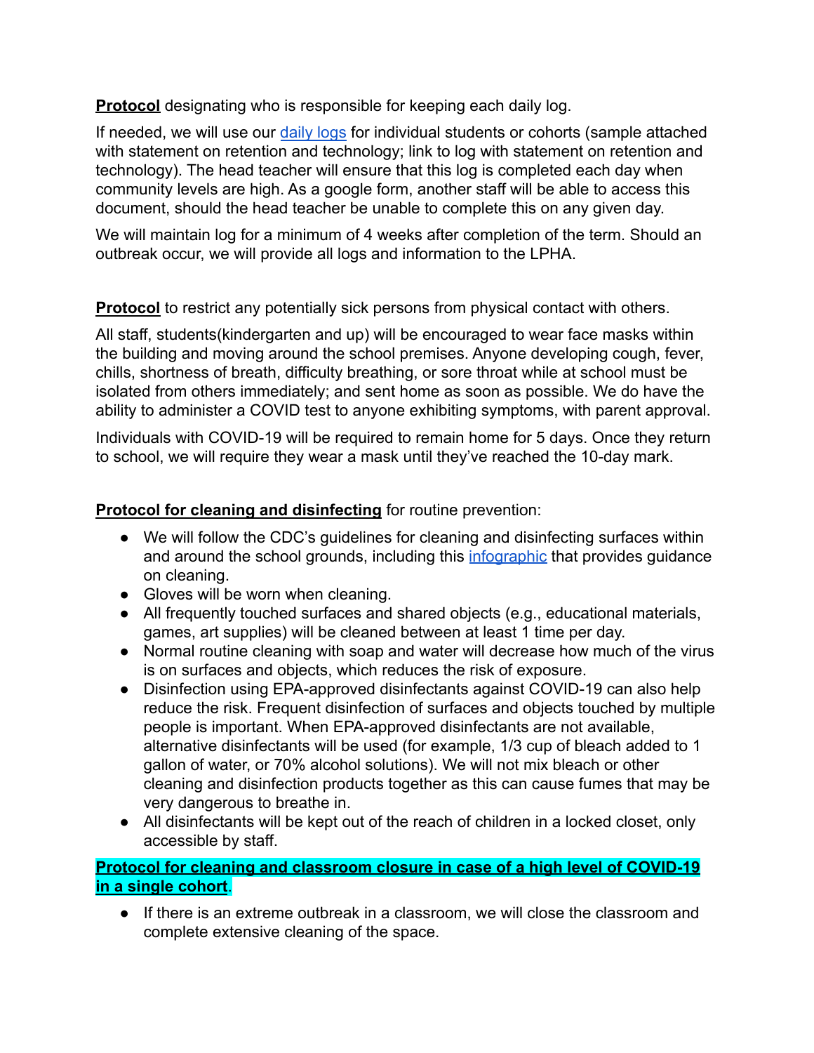**Protocol** designating who is responsible for keeping each daily log.

If needed, we will use our daily logs for individual students or cohorts (sample attached with statement on retention and technology; link to log with statement on retention and technology). The head teacher will ensure that this log is completed each day when community levels are high. As a google form, another staff will be able to access this document, should the head teacher be unable to complete this on any given day.

We will maintain log for a minimum of 4 weeks after completion of the term. Should an outbreak occur, we will provide all logs and information to the LPHA.

**Protocol** to restrict any potentially sick persons from physical contact with others.

All staff, students(kindergarten and up) will be encouraged to wear face masks within the building and moving around the school premises. Anyone developing cough, fever, chills, shortness of breath, difficulty breathing, or sore throat while at school must be isolated from others immediately; and sent home as soon as possible. We do have the ability to administer a COVID test to anyone exhibiting symptoms, with parent approval.

Individuals with COVID-19 will be required to remain home for 5 days. Once they return to school, we will require they wear a mask until they've reached the 10-day mark.

**Protocol for cleaning and disinfecting** for routine prevention:

- We will follow the CDC's guidelines for cleaning and disinfecting surfaces within and around the school grounds, including this infographic that provides guidance on cleaning.
- Gloves will be worn when cleaning.
- All frequently touched surfaces and shared objects (e.g., educational materials, games, art supplies) will be cleaned between at least 1 time per day.
- Normal routine cleaning with soap and water will decrease how much of the virus is on surfaces and objects, which reduces the risk of exposure.
- Disinfection using EPA-approved disinfectants against COVID-19 can also help reduce the risk. Frequent disinfection of surfaces and objects touched by multiple people is important. When EPA-approved disinfectants are not available, alternative disinfectants will be used (for example, 1/3 cup of bleach added to 1 gallon of water, or 70% alcohol solutions). We will not mix bleach or other cleaning and disinfection products together as this can cause fumes that may be very dangerous to breathe in.
- All disinfectants will be kept out of the reach of children in a locked closet, only accessible by staff.

**Protocol for cleaning and classroom closure in case of a high level of COVID-19 in a single cohort**.

- If there is an extreme outbreak in a classroom, we will close the classroom and complete extensive cleaning of the space.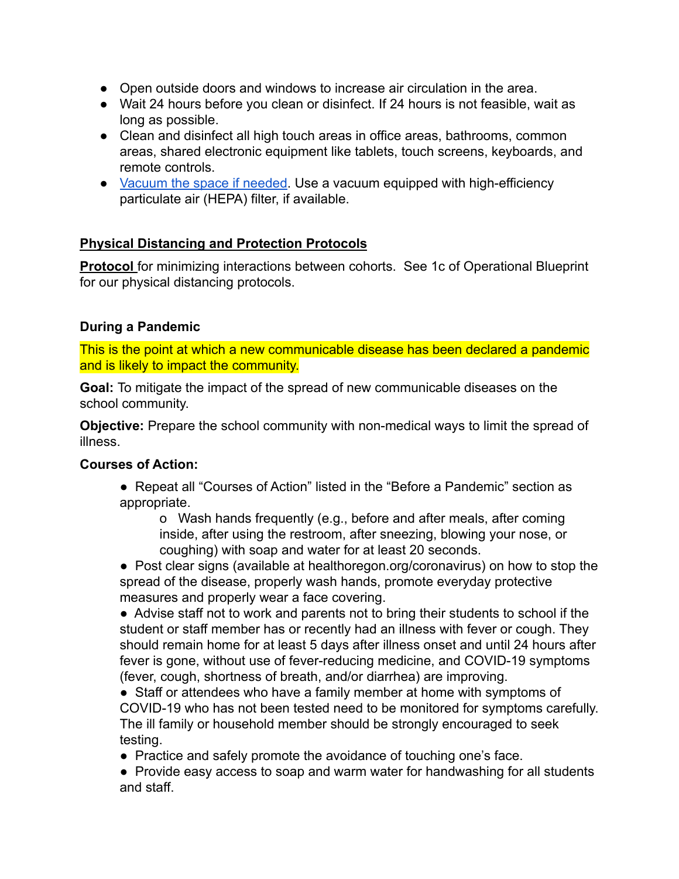- Open outside doors and windows to increase air circulation in the area.
- Wait 24 hours before you clean or disinfect. If 24 hours is not feasible, wait as long as possible.
- Clean and disinfect all high touch areas in office areas, bathrooms, common areas, shared electronic equipment like tablets, touch screens, keyboards, and remote controls.
- [Vacuum the space if needed](). Use a vacuum equipped with high-efficiency particulate air (HEPA) filter, if available.

**Physical Distancing and Protection Protocols**

**Protocol** for minimizing interactions between cohorts. See 1c of Operational Blueprint for our physical distancing protocols.

**During a Pandemic**

This is the point at which a new communicable disease has been declared a pandemic and is likely to impact the community.

**Goal:** To mitigate the impact of the spread of new communicable diseases on the school community.

**Objective:** Prepare the school community with non-medical ways to limit the spread of illness.

**Courses of Action:**

- Repeat all "Courses of Action" listed in the "Before a Pandemic" section as appropriate.
  - Wash hands frequently (e.g., before and after meals, after coming inside, after using the restroom, after sneezing, blowing your nose, or coughing) with soap and water for at least 20 seconds.
- Post clear signs (available at healthoregon.org/coronavirus) on how to stop the spread of the disease, properly wash hands, promote everyday protective measures and properly wear a face covering.
- Advise staff not to work and parents not to bring their students to school if the student or staff member has or recently had an illness with fever or cough. They should remain home for at least 5 days after illness onset and until 24 hours after fever is gone, without use of fever-reducing medicine, and COVID-19 symptoms (fever, cough, shortness of breath, and/or diarrhea) are improving.
- Staff or attendees who have a family member at home with symptoms of COVID-19 who has not been tested need to be monitored for symptoms carefully. The ill family or household member should be strongly encouraged to seek testing.
- Practice and safely promote the avoidance of touching one's face.
- Provide easy access to soap and warm water for handwashing for all students and staff.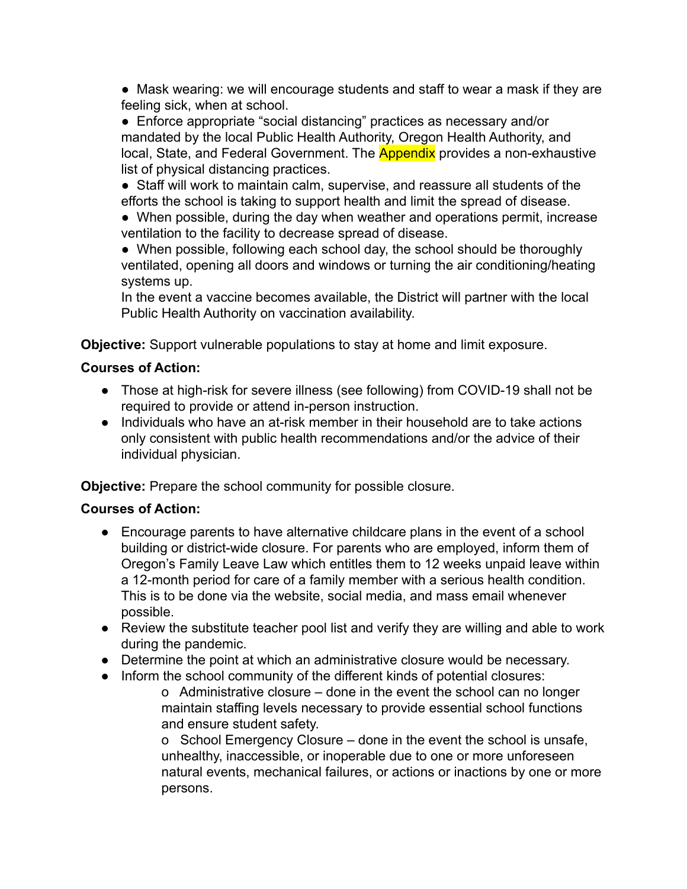- Mask wearing: we will encourage students and staff to wear a mask if they are feeling sick, when at school.
- Enforce appropriate "social distancing" practices as necessary and/or mandated by the local Public Health Authority, Oregon Health Authority, and local, State, and Federal Government. The Appendix provides a non-exhaustive list of physical distancing practices.
- Staff will work to maintain calm, supervise, and reassure all students of the efforts the school is taking to support health and limit the spread of disease.
- When possible, during the day when weather and operations permit, increase ventilation to the facility to decrease spread of disease.
- When possible, following each school day, the school should be thoroughly ventilated, opening all doors and windows or turning the air conditioning/heating systems up.

In the event a vaccine becomes available, the District will partner with the local Public Health Authority on vaccination availability.

**Objective:** Support vulnerable populations to stay at home and limit exposure.

**Courses of Action:**

- Those at high-risk for severe illness (see following) from COVID-19 shall not be required to provide or attend in-person instruction.
- Individuals who have an at-risk member in their household are to take actions only consistent with public health recommendations and/or the advice of their individual physician.

**Objective:** Prepare the school community for possible closure.

**Courses of Action:**

- Encourage parents to have alternative childcare plans in the event of a school building or district-wide closure. For parents who are employed, inform them of Oregon's Family Leave Law which entitles them to 12 weeks unpaid leave within a 12-month period for care of a family member with a serious health condition. This is to be done via the website, social media, and mass email whenever possible.
- Review the substitute teacher pool list and verify they are willing and able to work during the pandemic.
- Determine the point at which an administrative closure would be necessary.
- Inform the school community of the different kinds of potential closures:
  - Administrative closure – done in the event the school can no longer maintain staffing levels necessary to provide essential school functions and ensure student safety.
  - School Emergency Closure – done in the event the school is unsafe, unhealthy, inaccessible, or inoperable due to one or more unforeseen natural events, mechanical failures, or actions or inactions by one or more persons.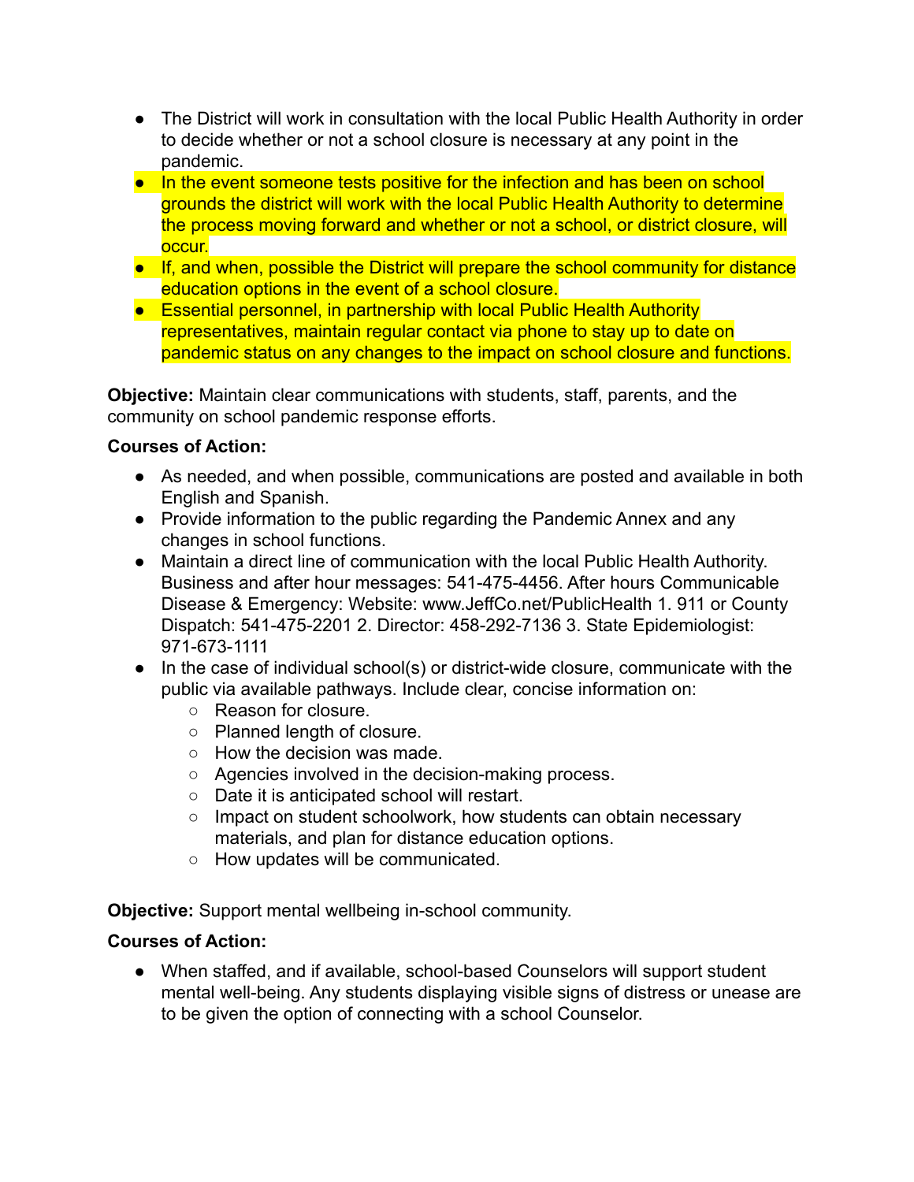- The District will work in consultation with the local Public Health Authority in order to decide whether or not a school closure is necessary at any point in the pandemic.
- In the event someone tests positive for the infection and has been on school grounds the district will work with the local Public Health Authority to determine the process moving forward and whether or not a school, or district closure, will occur.
- If, and when, possible the District will prepare the school community for distance education options in the event of a school closure.
- Essential personnel, in partnership with local Public Health Authority representatives, maintain regular contact via phone to stay up to date on pandemic status on any changes to the impact on school closure and functions.

**Objective:** Maintain clear communications with students, staff, parents, and the community on school pandemic response efforts.

**Courses of Action:**

- As needed, and when possible, communications are posted and available in both English and Spanish.
- Provide information to the public regarding the Pandemic Annex and any changes in school functions.
- Maintain a direct line of communication with the local Public Health Authority. Business and after hour messages: 541-475-4456. After hours Communicable Disease & Emergency: Website: www.JeffCo.net/PublicHealth 1. 911 or County Dispatch: 541-475-2201 2. Director: 458-292-7136 3. State Epidemiologist: 971-673-1111
- In the case of individual school(s) or district-wide closure, communicate with the public via available pathways. Include clear, concise information on:
  - Reason for closure.
  - Planned length of closure.
  - How the decision was made.
  - Agencies involved in the decision-making process.
  - Date it is anticipated school will restart.
  - Impact on student schoolwork, how students can obtain necessary materials, and plan for distance education options.
  - How updates will be communicated.

**Objective:** Support mental wellbeing in-school community.

**Courses of Action:**

- When staffed, and if available, school-based Counselors will support student mental well-being. Any students displaying visible signs of distress or unease are to be given the option of connecting with a school Counselor.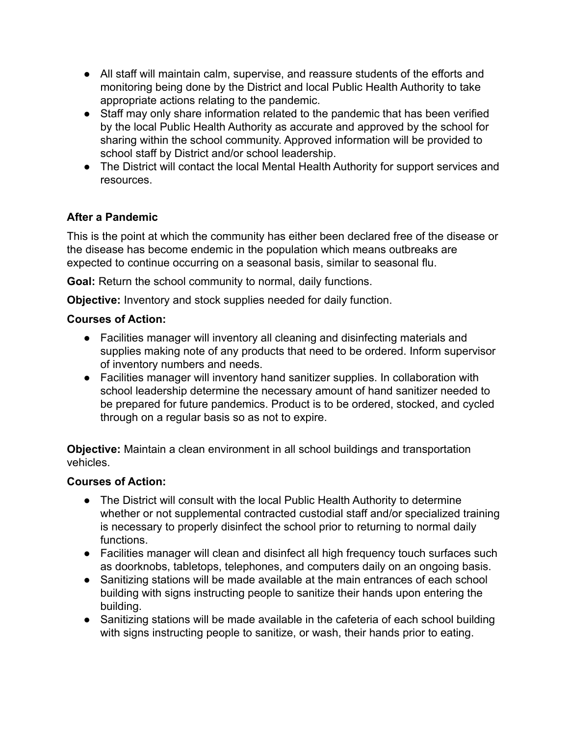- All staff will maintain calm, supervise, and reassure students of the efforts and monitoring being done by the District and local Public Health Authority to take appropriate actions relating to the pandemic.
- Staff may only share information related to the pandemic that has been verified by the local Public Health Authority as accurate and approved by the school for sharing within the school community. Approved information will be provided to school staff by District and/or school leadership.
- The District will contact the local Mental Health Authority for support services and resources.

### After a Pandemic

This is the point at which the community has either been declared free of the disease or the disease has become endemic in the population which means outbreaks are expected to continue occurring on a seasonal basis, similar to seasonal flu.

**Goal:** Return the school community to normal, daily functions.

**Objective:** Inventory and stock supplies needed for daily function.

**Courses of Action:**

- Facilities manager will inventory all cleaning and disinfecting materials and supplies making note of any products that need to be ordered. Inform supervisor of inventory numbers and needs.
- Facilities manager will inventory hand sanitizer supplies. In collaboration with school leadership determine the necessary amount of hand sanitizer needed to be prepared for future pandemics. Product is to be ordered, stocked, and cycled through on a regular basis so as not to expire.

**Objective:** Maintain a clean environment in all school buildings and transportation vehicles.

**Courses of Action:**

- The District will consult with the local Public Health Authority to determine whether or not supplemental contracted custodial staff and/or specialized training is necessary to properly disinfect the school prior to returning to normal daily functions.
- Facilities manager will clean and disinfect all high frequency touch surfaces such as doorknobs, tabletops, telephones, and computers daily on an ongoing basis.
- Sanitizing stations will be made available at the main entrances of each school building with signs instructing people to sanitize their hands upon entering the building.
- Sanitizing stations will be made available in the cafeteria of each school building with signs instructing people to sanitize, or wash, their hands prior to eating.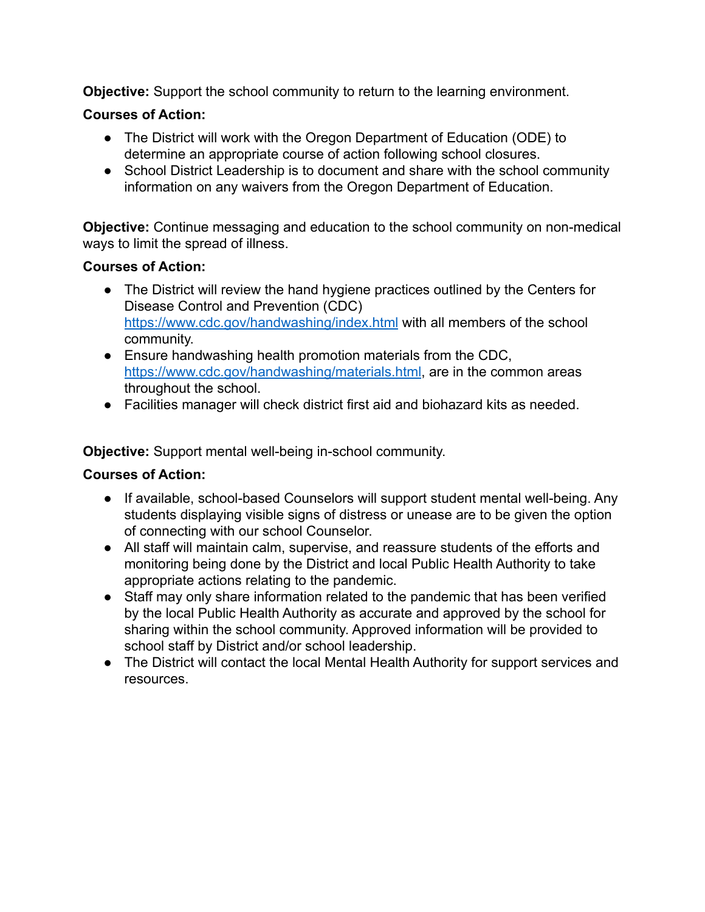**Objective:** Support the school community to return to the learning environment.

**Courses of Action:**

- The District will work with the Oregon Department of Education (ODE) to determine an appropriate course of action following school closures.
- School District Leadership is to document and share with the school community information on any waivers from the Oregon Department of Education.

**Objective:** Continue messaging and education to the school community on non-medical ways to limit the spread of illness.

**Courses of Action:**

- The District will review the hand hygiene practices outlined by the Centers for Disease Control and Prevention (CDC) https://www.cdc.gov/handwashing/index.html with all members of the school community.
- Ensure handwashing health promotion materials from the CDC, https://www.cdc.gov/handwashing/materials.html, are in the common areas throughout the school.
- Facilities manager will check district first aid and biohazard kits as needed.

**Objective:** Support mental well-being in-school community.

**Courses of Action:**

- If available, school-based Counselors will support student mental well-being. Any students displaying visible signs of distress or unease are to be given the option of connecting with our school Counselor.
- All staff will maintain calm, supervise, and reassure students of the efforts and monitoring being done by the District and local Public Health Authority to take appropriate actions relating to the pandemic.
- Staff may only share information related to the pandemic that has been verified by the local Public Health Authority as accurate and approved by the school for sharing within the school community. Approved information will be provided to school staff by District and/or school leadership.
- The District will contact the local Mental Health Authority for support services and resources.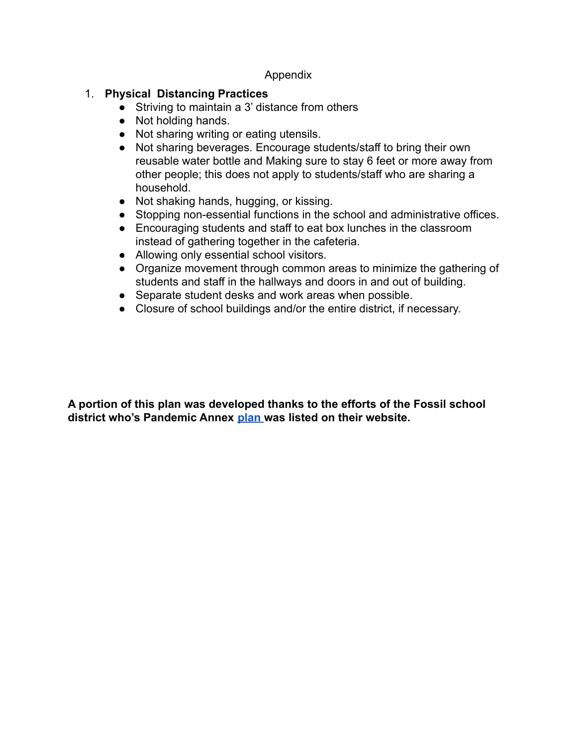Appendix

1. **Physical Distancing Practices**
   - Striving to maintain a 3' distance from others
   - Not holding hands.
   - Not sharing writing or eating utensils.
   - Not sharing beverages. Encourage students/staff to bring their own reusable water bottle and Making sure to stay 6 feet or more away from other people; this does not apply to students/staff who are sharing a household.
   - Not shaking hands, hugging, or kissing.
   - Stopping non-essential functions in the school and administrative offices.
   - Encouraging students and staff to eat box lunches in the classroom instead of gathering together in the cafeteria.
   - Allowing only essential school visitors.
   - Organize movement through common areas to minimize the gathering of students and staff in the hallways and doors in and out of building.
   - Separate student desks and work areas when possible.
   - Closure of school buildings and/or the entire district, if necessary.

**A portion of this plan was developed thanks to the efforts of the Fossil school district who's Pandemic Annex plan was listed on their website.**